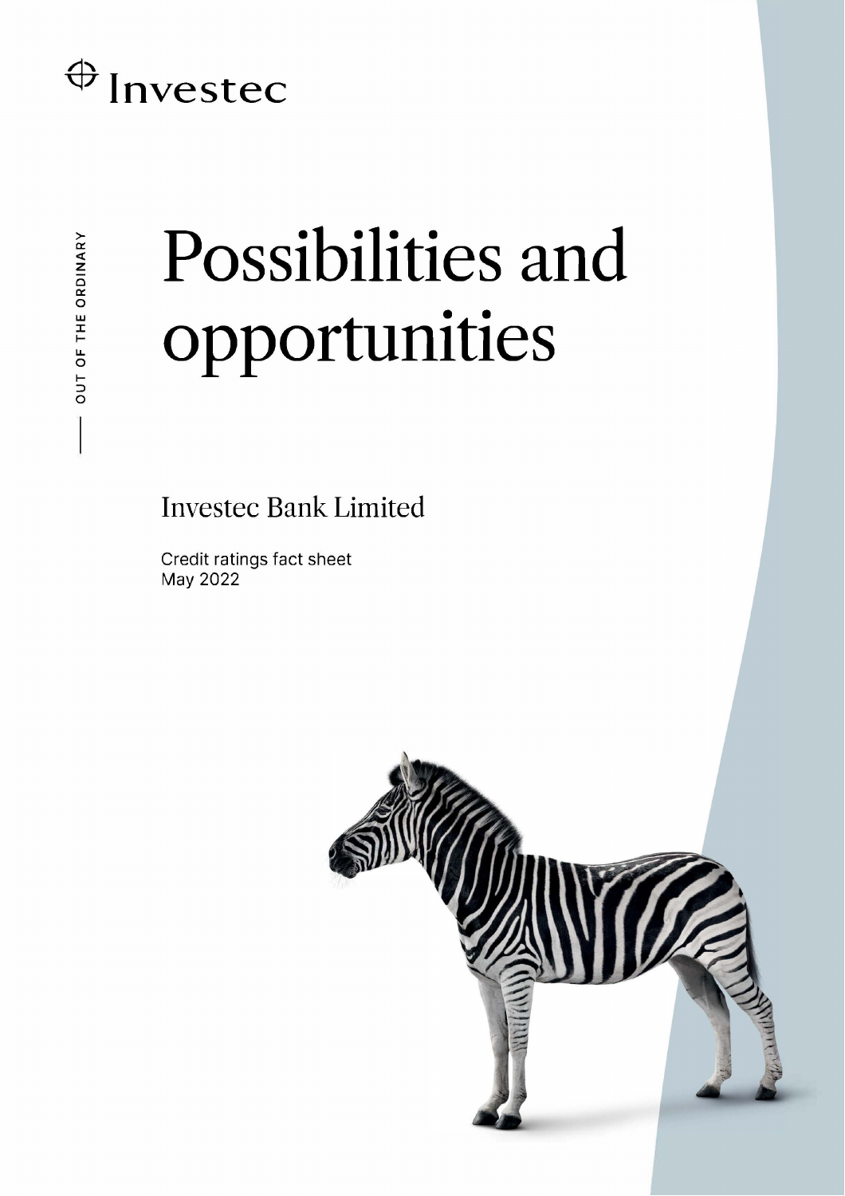Investec

OUT OF THE ORDINARY

# Possibilities and opportunities

## Investec Bank Limited

Credit ratings fact sheet
May 2022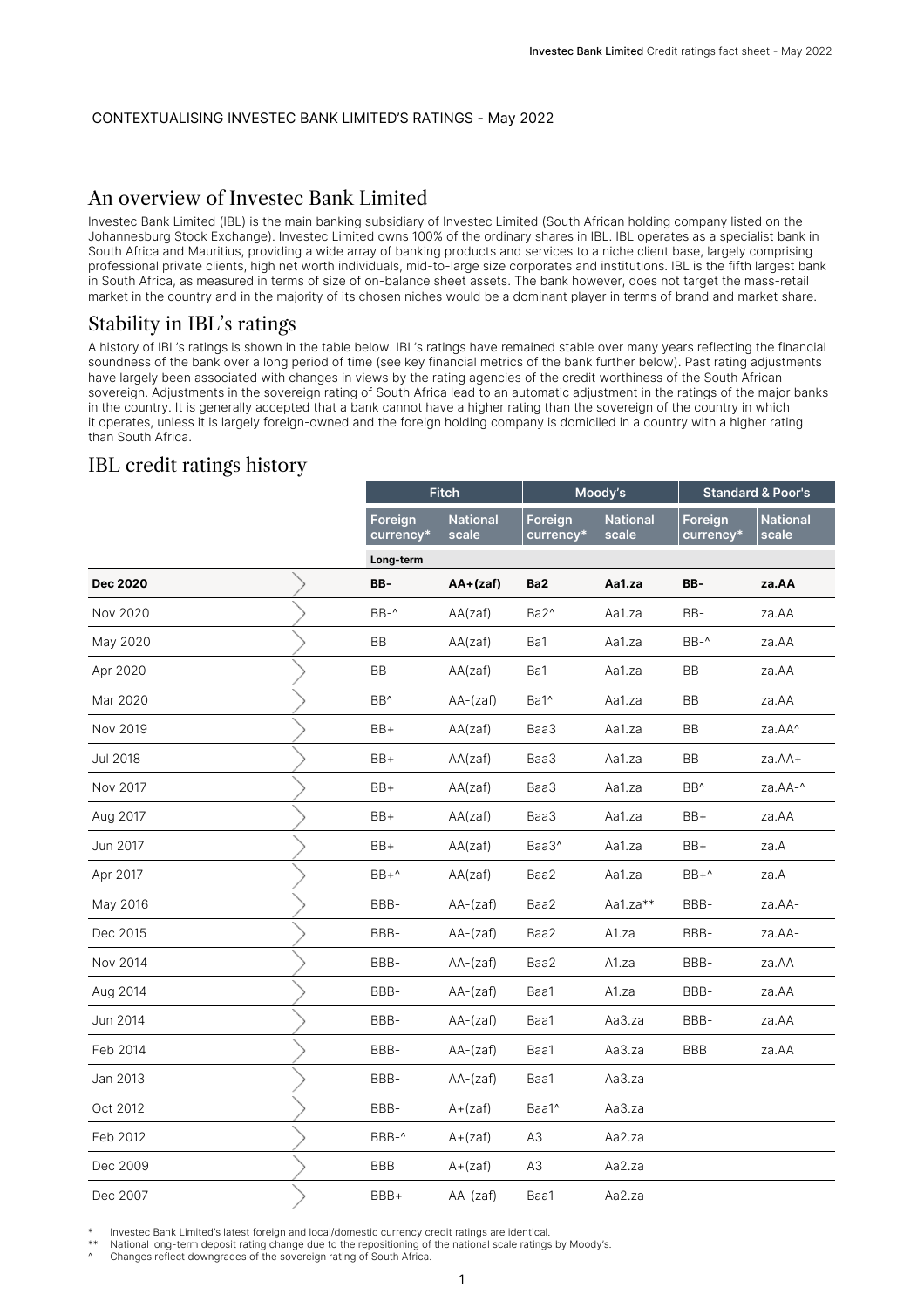CONTEXTUALISING INVESTEC BANK LIMITED'S RATINGS - May 2022

## An overview of Investec Bank Limited

Investec Bank Limited (IBL) is the main banking subsidiary of Investec Limited (South African holding company listed on the Johannesburg Stock Exchange). Investec Limited owns 100% of the ordinary shares in IBL. IBL operates as a specialist bank in South Africa and Mauritius, providing a wide array of banking products and services to a niche client base, largely comprising professional private clients, high net worth individuals, mid-to-large size corporates and institutions. IBL is the fifth largest bank in South Africa, as measured in terms of size of on-balance sheet assets. The bank however, does not target the mass-retail market in the country and in the majority of its chosen niches would be a dominant player in terms of brand and market share.

## Stability in IBL's ratings

A history of IBL's ratings is shown in the table below. IBL's ratings have remained stable over many years reflecting the financial soundness of the bank over a long period of time (see key financial metrics of the bank further below). Past rating adjustments have largely been associated with changes in views by the rating agencies of the credit worthiness of the South African sovereign. Adjustments in the sovereign rating of South Africa lead to an automatic adjustment in the ratings of the major banks in the country. It is generally accepted that a bank cannot have a higher rating than the sovereign of the country in which it operates, unless it is largely foreign-owned and the foreign holding company is domiciled in a country with a higher rating than South Africa.

## IBL credit ratings history

| | Fitch | | Moody's | | Standard & Poor's | |
|---|---|---|---|---|---|---|
| | Foreign currency* | National scale | Foreign currency* | National scale | Foreign currency* | National scale |
| | Long-term | | | | | |
| **Dec 2020** | **BB-** | **AA+(zaf)** | **Ba2** | **Aa1.za** | **BB-** | **za.AA** |
| Nov 2020 | BB-^ | AA(zaf) | Ba2^ | Aa1.za | BB- | za.AA |
| May 2020 | BB | AA(zaf) | Ba1 | Aa1.za | BB-^ | za.AA |
| Apr 2020 | BB | AA(zaf) | Ba1 | Aa1.za | BB | za.AA |
| Mar 2020 | BB^ | AA-(zaf) | Ba1^ | Aa1.za | BB | za.AA |
| Nov 2019 | BB+ | AA(zaf) | Baa3 | Aa1.za | BB | za.AA^ |
| Jul 2018 | BB+ | AA(zaf) | Baa3 | Aa1.za | BB | za.AA+ |
| Nov 2017 | BB+ | AA(zaf) | Baa3 | Aa1.za | BB^ | za.AA-^ |
| Aug 2017 | BB+ | AA(zaf) | Baa3 | Aa1.za | BB+ | za.AA |
| Jun 2017 | BB+ | AA(zaf) | Baa3^ | Aa1.za | BB+ | za.A |
| Apr 2017 | BB+^ | AA(zaf) | Baa2 | Aa1.za | BB+^ | za.A |
| May 2016 | BBB- | AA-(zaf) | Baa2 | Aa1.za** | BBB- | za.AA- |
| Dec 2015 | BBB- | AA-(zaf) | Baa2 | A1.za | BBB- | za.AA- |
| Nov 2014 | BBB- | AA-(zaf) | Baa2 | A1.za | BBB- | za.AA |
| Aug 2014 | BBB- | AA-(zaf) | Baa1 | A1.za | BBB- | za.AA |
| Jun 2014 | BBB- | AA-(zaf) | Baa1 | Aa3.za | BBB- | za.AA |
| Feb 2014 | BBB- | AA-(zaf) | Baa1 | Aa3.za | BBB | za.AA |
| Jan 2013 | BBB- | AA-(zaf) | Baa1 | Aa3.za | | |
| Oct 2012 | BBB- | A+(zaf) | Baa1^ | Aa3.za | | |
| Feb 2012 | BBB-^ | A+(zaf) | A3 | Aa2.za | | |
| Dec 2009 | BBB | A+(zaf) | A3 | Aa2.za | | |
| Dec 2007 | BBB+ | AA-(zaf) | Baa1 | Aa2.za | | |

\* Investec Bank Limited's latest foreign and local/domestic currency credit ratings are identical.
** National long-term deposit rating change due to the repositioning of the national scale ratings by Moody's.
^ Changes reflect downgrades of the sovereign rating of South Africa.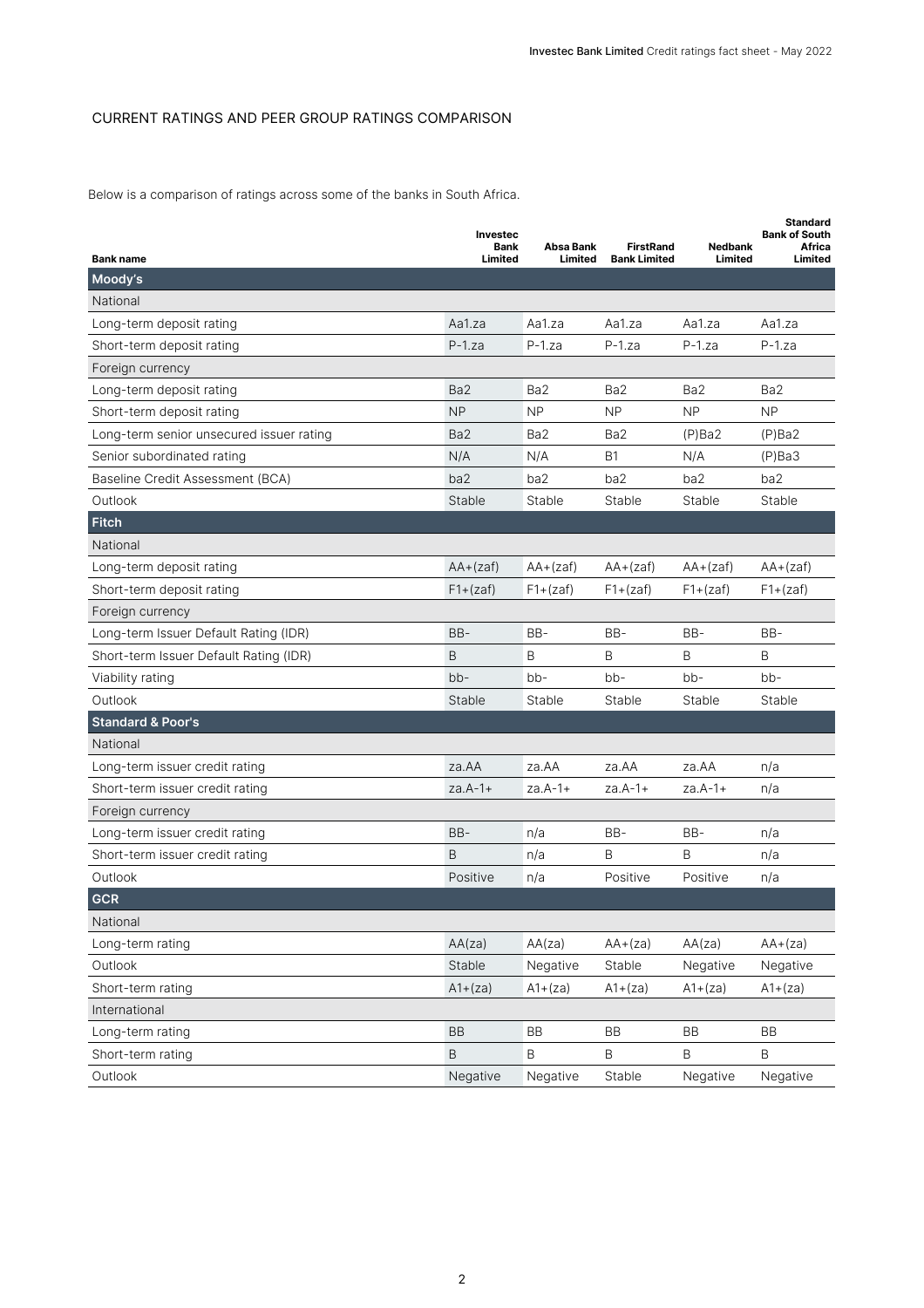## CURRENT RATINGS AND PEER GROUP RATINGS COMPARISON

Below is a comparison of ratings across some of the banks in South Africa.

| Bank name | Investec Bank Limited | Absa Bank Limited | FirstRand Bank Limited | Nedbank Limited | Standard Bank of South Africa Limited |
|---|---|---|---|---|---|
| **Moody's** | | | | | |
| National | | | | | |
| Long-term deposit rating | Aa1.za | Aa1.za | Aa1.za | Aa1.za | Aa1.za |
| Short-term deposit rating | P-1.za | P-1.za | P-1.za | P-1.za | P-1.za |
| Foreign currency | | | | | |
| Long-term deposit rating | Ba2 | Ba2 | Ba2 | Ba2 | Ba2 |
| Short-term deposit rating | NP | NP | NP | NP | NP |
| Long-term senior unsecured issuer rating | Ba2 | Ba2 | Ba2 | (P)Ba2 | (P)Ba2 |
| Senior subordinated rating | N/A | N/A | B1 | N/A | (P)Ba3 |
| Baseline Credit Assessment (BCA) | ba2 | ba2 | ba2 | ba2 | ba2 |
| Outlook | Stable | Stable | Stable | Stable | Stable |
| **Fitch** | | | | | |
| National | | | | | |
| Long-term deposit rating | AA+(zaf) | AA+(zaf) | AA+(zaf) | AA+(zaf) | AA+(zaf) |
| Short-term deposit rating | F1+(zaf) | F1+(zaf) | F1+(zaf) | F1+(zaf) | F1+(zaf) |
| Foreign currency | | | | | |
| Long-term Issuer Default Rating (IDR) | BB- | BB- | BB- | BB- | BB- |
| Short-term Issuer Default Rating (IDR) | B | B | B | B | B |
| Viability rating | bb- | bb- | bb- | bb- | bb- |
| Outlook | Stable | Stable | Stable | Stable | Stable |
| **Standard & Poor's** | | | | | |
| National | | | | | |
| Long-term issuer credit rating | za.AA | za.AA | za.AA | za.AA | n/a |
| Short-term issuer credit rating | za.A-1+ | za.A-1+ | za.A-1+ | za.A-1+ | n/a |
| Foreign currency | | | | | |
| Long-term issuer credit rating | BB- | n/a | BB- | BB- | n/a |
| Short-term issuer credit rating | B | n/a | B | B | n/a |
| Outlook | Positive | n/a | Positive | Positive | n/a |
| **GCR** | | | | | |
| National | | | | | |
| Long-term rating | AA(za) | AA(za) | AA+(za) | AA(za) | AA+(za) |
| Outlook | Stable | Negative | Stable | Negative | Negative |
| Short-term rating | A1+(za) | A1+(za) | A1+(za) | A1+(za) | A1+(za) |
| International | | | | | |
| Long-term rating | BB | BB | BB | BB | BB |
| Short-term rating | B | B | B | B | B |
| Outlook | Negative | Negative | Stable | Negative | Negative |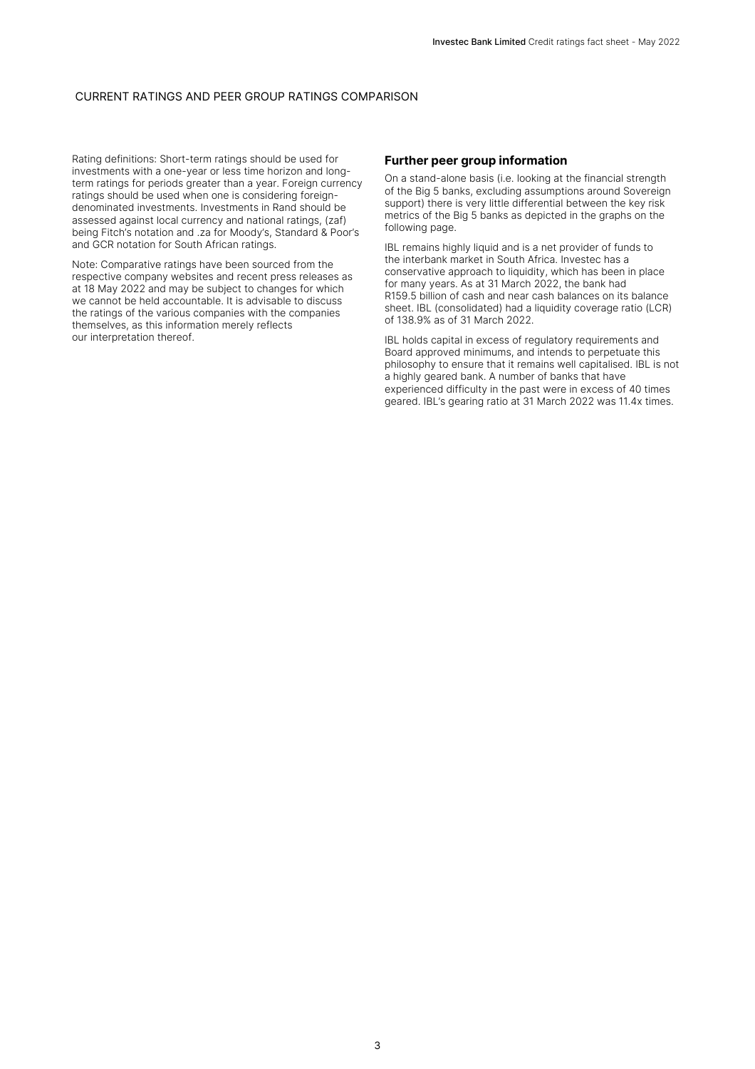## CURRENT RATINGS AND PEER GROUP RATINGS COMPARISON

Rating definitions: Short-term ratings should be used for investments with a one-year or less time horizon and long-term ratings for periods greater than a year. Foreign currency ratings should be used when one is considering foreign-denominated investments. Investments in Rand should be assessed against local currency and national ratings, (zaf) being Fitch's notation and .za for Moody's, Standard & Poor's and GCR notation for South African ratings.

Note: Comparative ratings have been sourced from the respective company websites and recent press releases as at 18 May 2022 and may be subject to changes for which we cannot be held accountable. It is advisable to discuss the ratings of the various companies with the companies themselves, as this information merely reflects our interpretation thereof.

### Further peer group information

On a stand-alone basis (i.e. looking at the financial strength of the Big 5 banks, excluding assumptions around Sovereign support) there is very little differential between the key risk metrics of the Big 5 banks as depicted in the graphs on the following page.

IBL remains highly liquid and is a net provider of funds to the interbank market in South Africa. Investec has a conservative approach to liquidity, which has been in place for many years. As at 31 March 2022, the bank had R159.5 billion of cash and near cash balances on its balance sheet. IBL (consolidated) had a liquidity coverage ratio (LCR) of 138.9% as of 31 March 2022.

IBL holds capital in excess of regulatory requirements and Board approved minimums, and intends to perpetuate this philosophy to ensure that it remains well capitalised. IBL is not a highly geared bank. A number of banks that have experienced difficulty in the past were in excess of 40 times geared. IBL's gearing ratio at 31 March 2022 was 11.4x times.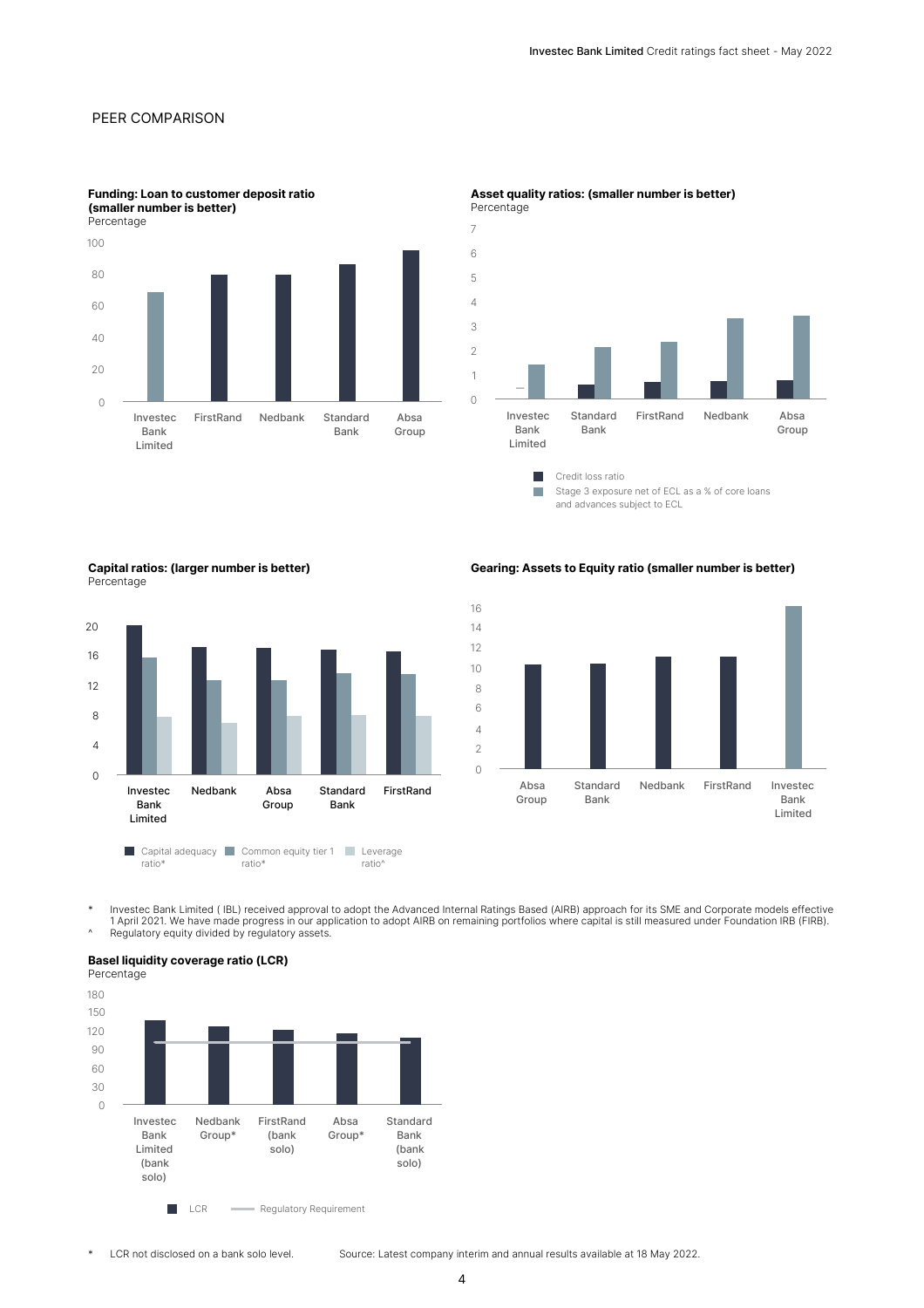## PEER COMPARISON

**Funding: Loan to customer deposit ratio (smaller number is better)**
Percentage

Investec Bank Limited, FirstRand, Nedbank, Standard Bank, Absa Group

**Asset quality ratios: (smaller number is better)**
Percentage

Investec Bank Limited, Standard Bank, FirstRand, Nedbank, Absa Group

- Credit loss ratio
- Stage 3 exposure net of ECL as a % of core loans and advances subject to ECL

**Capital ratios: (larger number is better)**
Percentage

Investec Bank Limited, Nedbank, Absa Group, Standard Bank, FirstRand

- Capital adequacy ratio*
- Common equity tier 1 ratio*
- Leverage ratio^

**Gearing: Assets to Equity ratio (smaller number is better)**

Absa Group, Standard Bank, Nedbank, FirstRand, Investec Bank Limited

\* Investec Bank Limited ( IBL) received approval to adopt the Advanced Internal Ratings Based (AIRB) approach for its SME and Corporate models effective 1 April 2021. We have made progress in our application to adopt AIRB on remaining portfolios where capital is still measured under Foundation IRB (FIRB).

^ Regulatory equity divided by regulatory assets.

**Basel liquidity coverage ratio (LCR)**
Percentage

Investec Bank Limited (bank solo), Nedbank Group*, FirstRand (bank solo), Absa Group*, Standard Bank (bank solo)

- LCR
- Regulatory Requirement

\* LCR not disclosed on a bank solo level.

Source: Latest company interim and annual results available at 18 May 2022.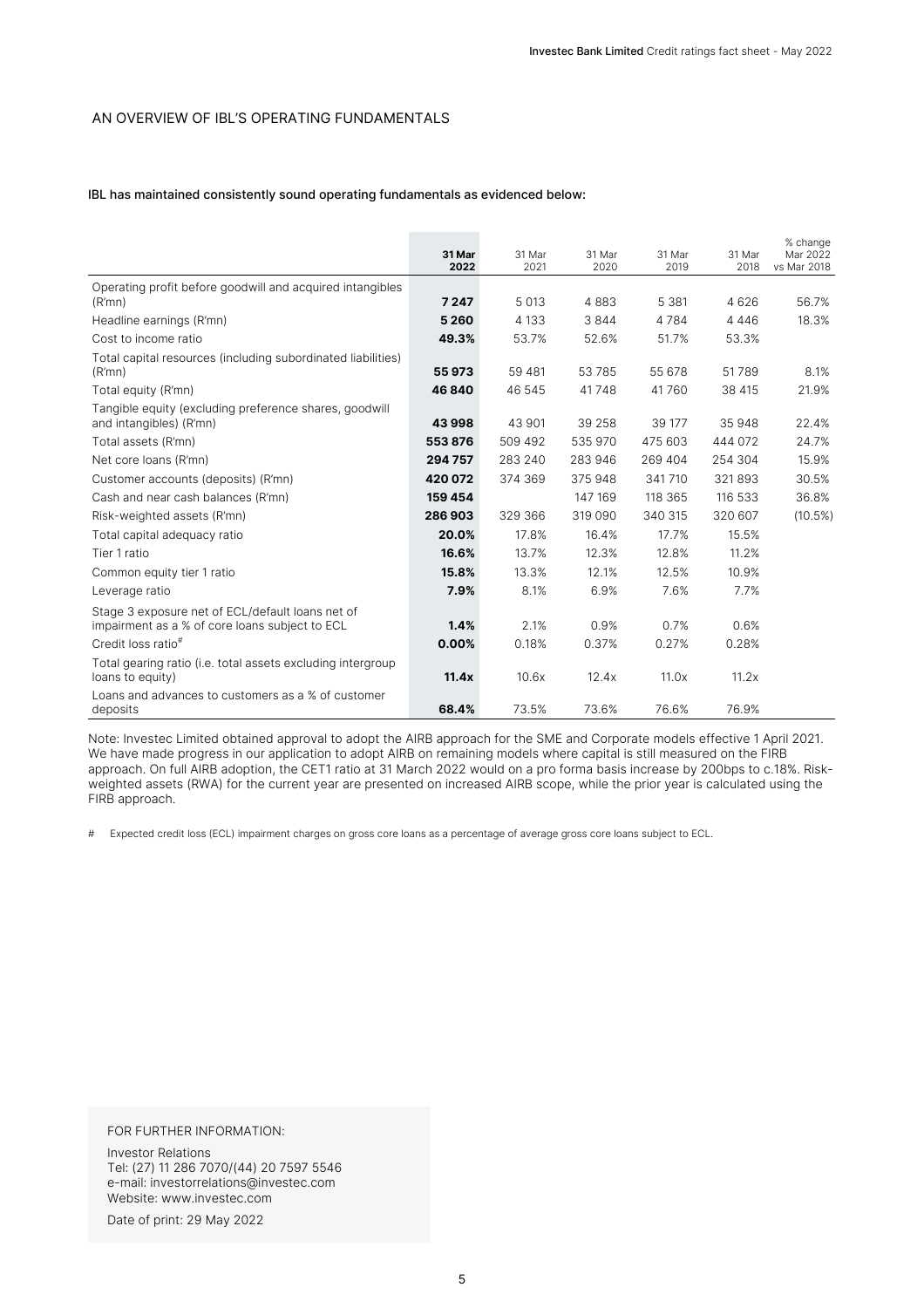## AN OVERVIEW OF IBL'S OPERATING FUNDAMENTALS

**IBL has maintained consistently sound operating fundamentals as evidenced below:**

| | **31 Mar 2022** | 31 Mar 2021 | 31 Mar 2020 | 31 Mar 2019 | 31 Mar 2018 | % change Mar 2022 vs Mar 2018 |
|---|---|---|---|---|---|---|
| Operating profit before goodwill and acquired intangibles (R'mn) | **7 247** | 5 013 | 4 883 | 5 381 | 4 626 | 56.7% |
| Headline earnings (R'mn) | **5 260** | 4 133 | 3 844 | 4 784 | 4 446 | 18.3% |
| Cost to income ratio | **49.3%** | 53.7% | 52.6% | 51.7% | 53.3% | |
| Total capital resources (including subordinated liabilities) (R'mn) | **55 973** | 59 481 | 53 785 | 55 678 | 51 789 | 8.1% |
| Total equity (R'mn) | **46 840** | 46 545 | 41 748 | 41 760 | 38 415 | 21.9% |
| Tangible equity (excluding preference shares, goodwill and intangibles) (R'mn) | **43 998** | 43 901 | 39 258 | 39 177 | 35 948 | 22.4% |
| Total assets (R'mn) | **553 876** | 509 492 | 535 970 | 475 603 | 444 072 | 24.7% |
| Net core loans (R'mn) | **294 757** | 283 240 | 283 946 | 269 404 | 254 304 | 15.9% |
| Customer accounts (deposits) (R'mn) | **420 072** | 374 369 | 375 948 | 341 710 | 321 893 | 30.5% |
| Cash and near cash balances (R'mn) | **159 454** | | 147 169 | 118 365 | 116 533 | 36.8% |
| Risk-weighted assets (R'mn) | **286 903** | 329 366 | 319 090 | 340 315 | 320 607 | (10.5%) |
| Total capital adequacy ratio | **20.0%** | 17.8% | 16.4% | 17.7% | 15.5% | |
| Tier 1 ratio | **16.6%** | 13.7% | 12.3% | 12.8% | 11.2% | |
| Common equity tier 1 ratio | **15.8%** | 13.3% | 12.1% | 12.5% | 10.9% | |
| Leverage ratio | **7.9%** | 8.1% | 6.9% | 7.6% | 7.7% | |
| Stage 3 exposure net of ECL/default loans net of impairment as a % of core loans subject to ECL | **1.4%** | 2.1% | 0.9% | 0.7% | 0.6% | |
| Credit loss ratio# | **0.00%** | 0.18% | 0.37% | 0.27% | 0.28% | |
| Total gearing ratio (i.e. total assets excluding intergroup loans to equity) | **11.4x** | 10.6x | 12.4x | 11.0x | 11.2x | |
| Loans and advances to customers as a % of customer deposits | **68.4%** | 73.5% | 73.6% | 76.6% | 76.9% | |

Note: Investec Limited obtained approval to adopt the AIRB approach for the SME and Corporate models effective 1 April 2021. We have made progress in our application to adopt AIRB on remaining models where capital is still measured on the FIRB approach. On full AIRB adoption, the CET1 ratio at 31 March 2022 would on a pro forma basis increase by 200bps to c.18%. Risk-weighted assets (RWA) for the current year are presented on increased AIRB scope, while the prior year is calculated using the FIRB approach.

\# Expected credit loss (ECL) impairment charges on gross core loans as a percentage of average gross core loans subject to ECL.

FOR FURTHER INFORMATION:

Investor Relations
Tel: (27) 11 286 7070/(44) 20 7597 5546
e-mail: investorrelations@investec.com
Website: www.investec.com

Date of print: 29 May 2022